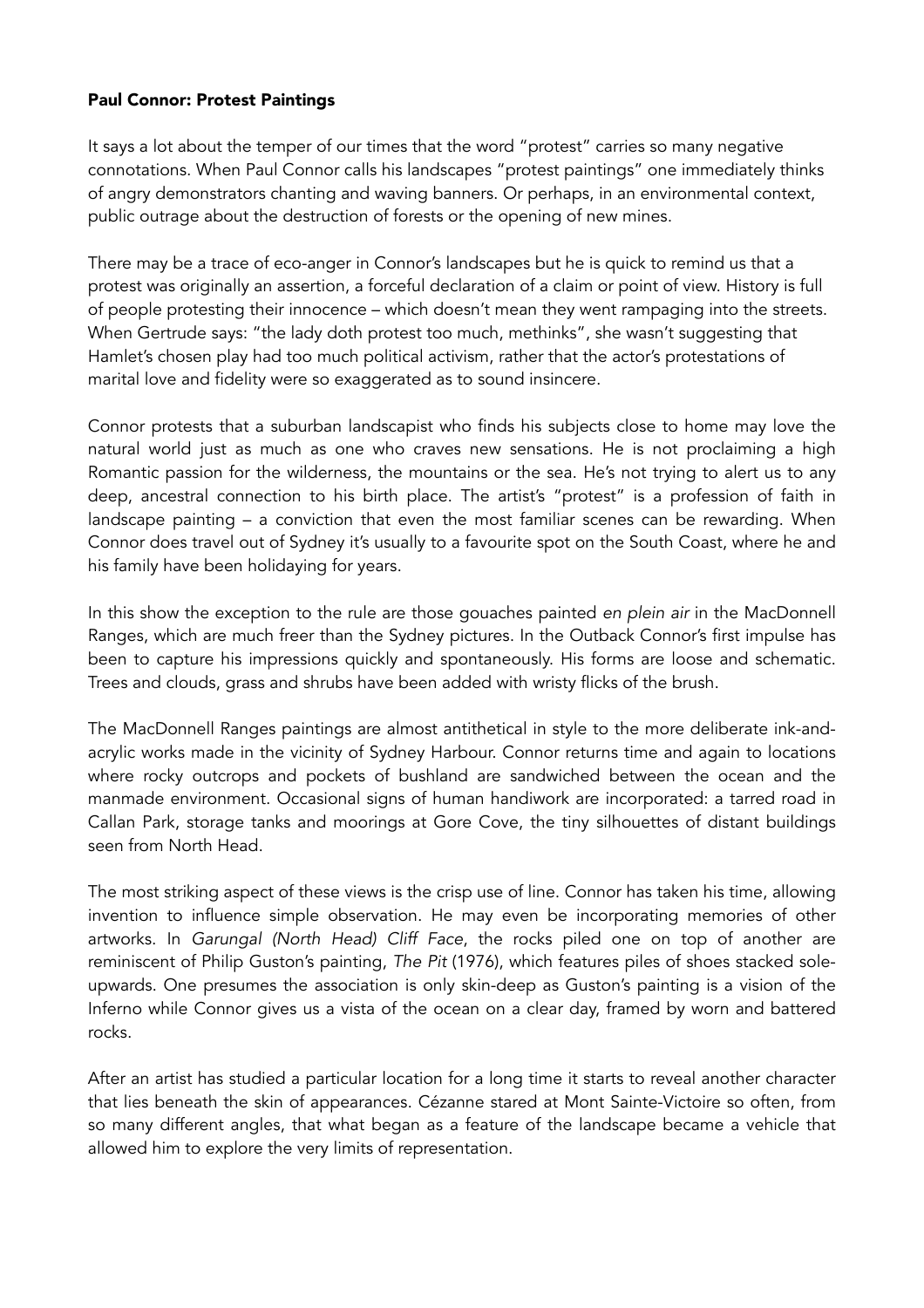**Paul Connor: Protest Paintings**

It says a lot about the temper of our times that the word "protest" carries so many negative connotations. When Paul Connor calls his landscapes "protest paintings" one immediately thinks of angry demonstrators chanting and waving banners. Or perhaps, in an environmental context, public outrage about the destruction of forests or the opening of new mines.

There may be a trace of eco-anger in Connor's landscapes but he is quick to remind us that a protest was originally an assertion, a forceful declaration of a claim or point of view. History is full of people protesting their innocence – which doesn't mean they went rampaging into the streets. When Gertrude says: "the lady doth protest too much, methinks", she wasn't suggesting that Hamlet's chosen play had too much political activism, rather that the actor's protestations of marital love and fidelity were so exaggerated as to sound insincere.

Connor protests that a suburban landscapist who finds his subjects close to home may love the natural world just as much as one who craves new sensations. He is not proclaiming a high Romantic passion for the wilderness, the mountains or the sea. He's not trying to alert us to any deep, ancestral connection to his birth place. The artist's "protest" is a profession of faith in landscape painting – a conviction that even the most familiar scenes can be rewarding. When Connor does travel out of Sydney it's usually to a favourite spot on the South Coast, where he and his family have been holidaying for years.

In this show the exception to the rule are those gouaches painted *en plein air* in the MacDonnell Ranges, which are much freer than the Sydney pictures. In the Outback Connor's first impulse has been to capture his impressions quickly and spontaneously. His forms are loose and schematic. Trees and clouds, grass and shrubs have been added with wristy flicks of the brush.

The MacDonnell Ranges paintings are almost antithetical in style to the more deliberate ink-and-acrylic works made in the vicinity of Sydney Harbour. Connor returns time and again to locations where rocky outcrops and pockets of bushland are sandwiched between the ocean and the manmade environment. Occasional signs of human handiwork are incorporated: a tarred road in Callan Park, storage tanks and moorings at Gore Cove, the tiny silhouettes of distant buildings seen from North Head.

The most striking aspect of these views is the crisp use of line. Connor has taken his time, allowing invention to influence simple observation. He may even be incorporating memories of other artworks. In *Garungal (North Head) Cliff Face*, the rocks piled one on top of another are reminiscent of Philip Guston's painting, *The Pit* (1976), which features piles of shoes stacked sole-upwards. One presumes the association is only skin-deep as Guston's painting is a vision of the Inferno while Connor gives us a vista of the ocean on a clear day, framed by worn and battered rocks.

After an artist has studied a particular location for a long time it starts to reveal another character that lies beneath the skin of appearances. Cézanne stared at Mont Sainte-Victoire so often, from so many different angles, that what began as a feature of the landscape became a vehicle that allowed him to explore the very limits of representation.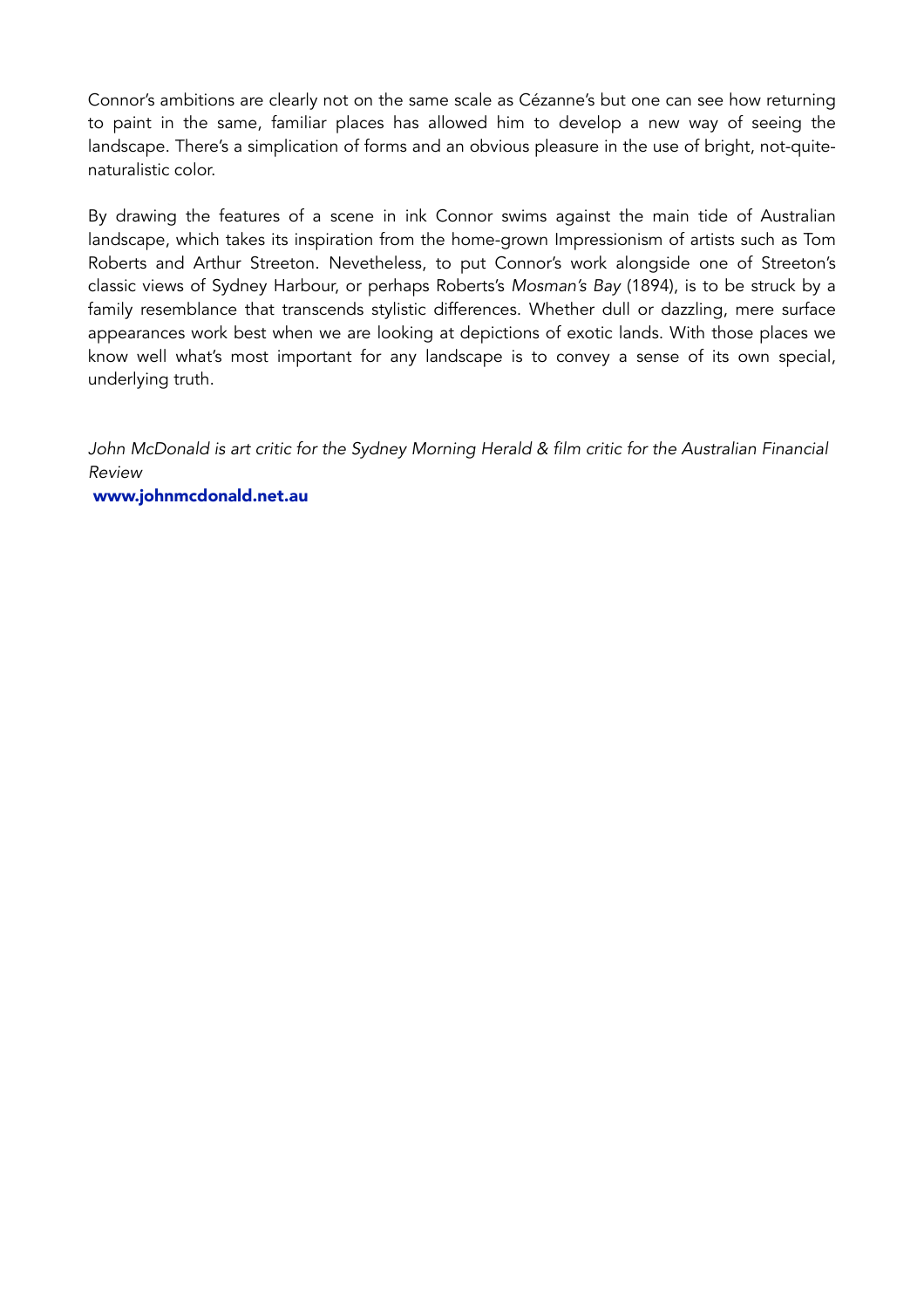Connor's ambitions are clearly not on the same scale as Cézanne's but one can see how returning to paint in the same, familiar places has allowed him to develop a new way of seeing the landscape. There's a simplication of forms and an obvious pleasure in the use of bright, not-quite-naturalistic color.

By drawing the features of a scene in ink Connor swims against the main tide of Australian landscape, which takes its inspiration from the home-grown Impressionism of artists such as Tom Roberts and Arthur Streeton. Nevetheless, to put Connor's work alongside one of Streeton's classic views of Sydney Harbour, or perhaps Roberts's *Mosman's Bay* (1894), is to be struck by a family resemblance that transcends stylistic differences. Whether dull or dazzling, mere surface appearances work best when we are looking at depictions of exotic lands. With those places we know well what's most important for any landscape is to convey a sense of its own special, underlying truth.

*John McDonald is art critic for the Sydney Morning Herald & film critic for the Australian Financial Review*

**www.johnmcdonald.net.au**